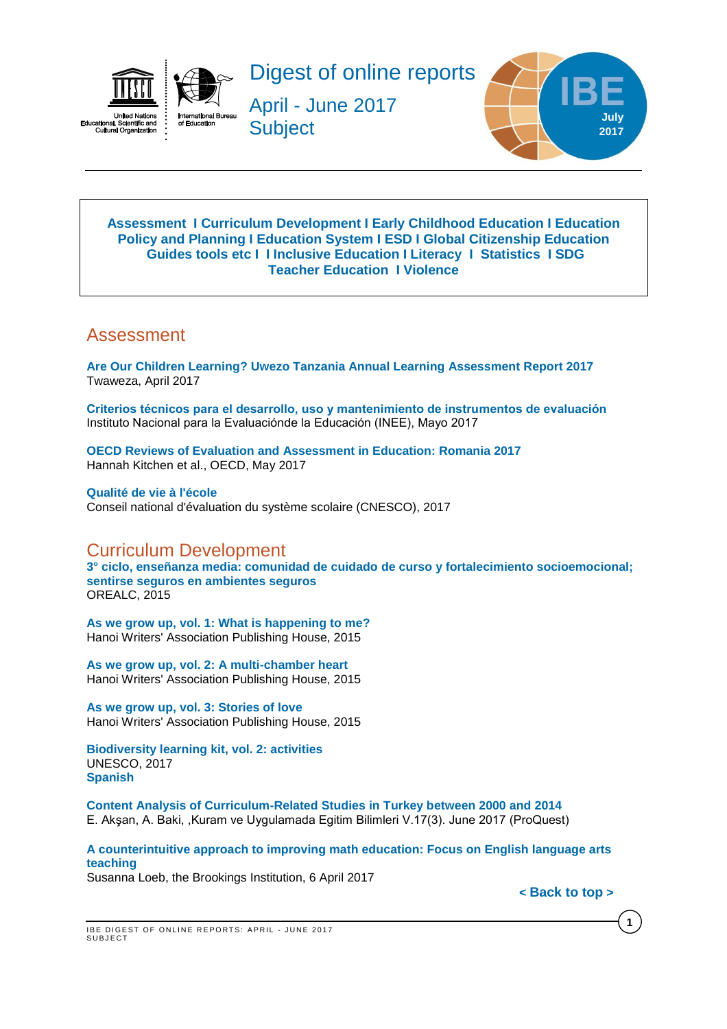# Digest of online reports

April - June 2017

Subject

IBE July 2017

**Assessment I Curriculum Development I Early Childhood Education I Education Policy and Planning I Education System I ESD I Global Citizenship Education Guides tools etc I I Inclusive Education I Literacy I Statistics I SDG Teacher Education I Violence**

## Assessment

**Are Our Children Learning? Uwezo Tanzania Annual Learning Assessment Report 2017**
Twaweza, April 2017

**Criterios técnicos para el desarrollo, uso y mantenimiento de instrumentos de evaluación**
Instituto Nacional para la Evaluaciónde la Educación (INEE), Mayo 2017

**OECD Reviews of Evaluation and Assessment in Education: Romania 2017**
Hannah Kitchen et al., OECD, May 2017

**Qualité de vie à l'école**
Conseil national d'évaluation du système scolaire (CNESCO), 2017

## Curriculum Development

**3° ciclo, enseñanza media: comunidad de cuidado de curso y fortalecimiento socioemocional; sentirse seguros en ambientes seguros**
OREALC, 2015

**As we grow up, vol. 1: What is happening to me?**
Hanoi Writers' Association Publishing House, 2015

**As we grow up, vol. 2: A multi-chamber heart**
Hanoi Writers' Association Publishing House, 2015

**As we grow up, vol. 3: Stories of love**
Hanoi Writers' Association Publishing House, 2015

**Biodiversity learning kit, vol. 2: activities**
UNESCO, 2017
**Spanish**

**Content Analysis of Curriculum-Related Studies in Turkey between 2000 and 2014**
E. Akşan, A. Baki, ,Kuram ve Uygulamada Egitim Bilimleri V.17(3). June 2017 (ProQuest)

**A counterintuitive approach to improving math education: Focus on English language arts teaching**
Susanna Loeb, the Brookings Institution, 6 April 2017

**< Back to top >**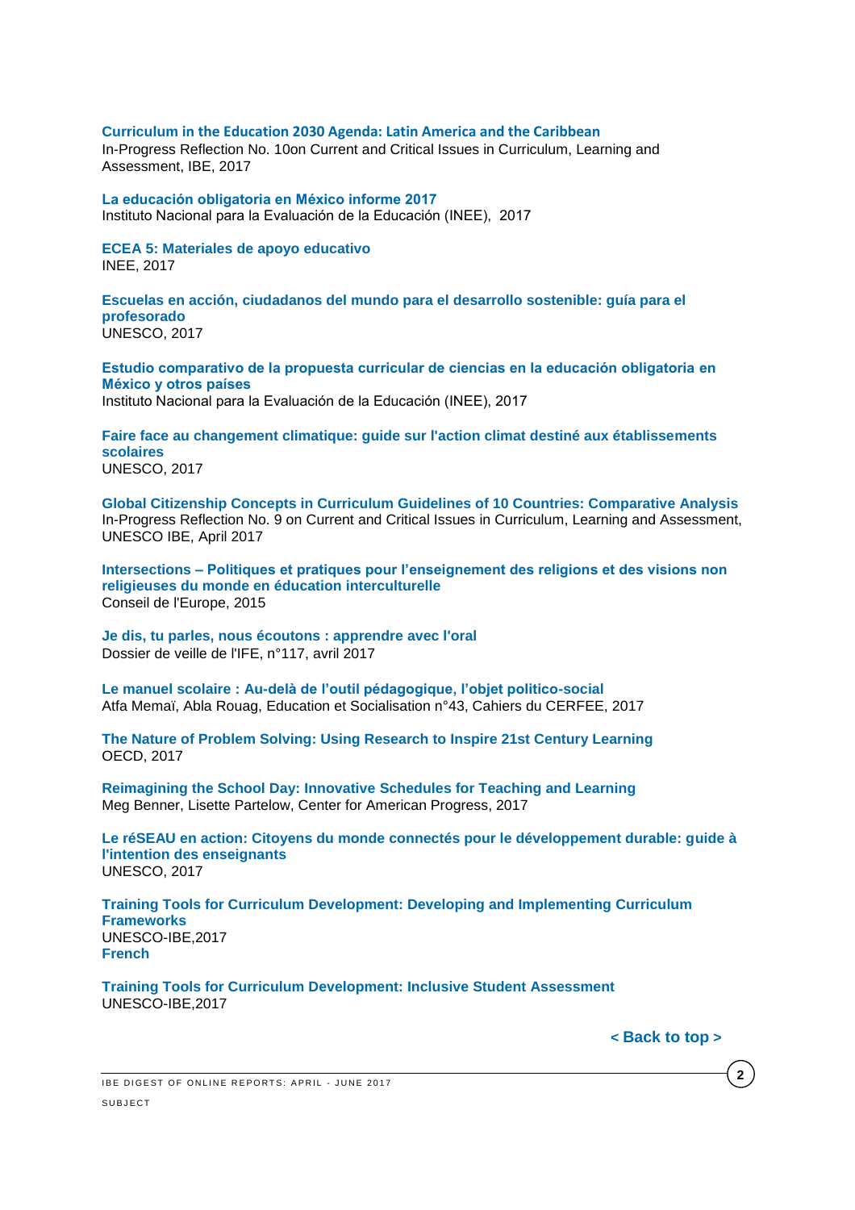**Curriculum in the Education 2030 Agenda: Latin America and the Caribbean**
In-Progress Reflection No. 10on Current and Critical Issues in Curriculum, Learning and Assessment, IBE, 2017

**La educación obligatoria en México informe 2017**
Instituto Nacional para la Evaluación de la Educación (INEE), 2017

**ECEA 5: Materiales de apoyo educativo**
INEE, 2017

**Escuelas en acción, ciudadanos del mundo para el desarrollo sostenible: guía para el profesorado**
UNESCO, 2017

**Estudio comparativo de la propuesta curricular de ciencias en la educación obligatoria en México y otros países**
Instituto Nacional para la Evaluación de la Educación (INEE), 2017

**Faire face au changement climatique: guide sur l'action climat destiné aux établissements scolaires**
UNESCO, 2017

**Global Citizenship Concepts in Curriculum Guidelines of 10 Countries: Comparative Analysis**
In-Progress Reflection No. 9 on Current and Critical Issues in Curriculum, Learning and Assessment, UNESCO IBE, April 2017

**Intersections – Politiques et pratiques pour l'enseignement des religions et des visions non religieuses du monde en éducation interculturelle**
Conseil de l'Europe, 2015

**Je dis, tu parles, nous écoutons : apprendre avec l'oral**
Dossier de veille de l'IFE, n°117, avril 2017

**Le manuel scolaire : Au-delà de l'outil pédagogique, l'objet politico-social**
Atfa Memaï, Abla Rouag, Education et Socialisation n°43, Cahiers du CERFEE, 2017

**The Nature of Problem Solving: Using Research to Inspire 21st Century Learning**
OECD, 2017

**Reimagining the School Day: Innovative Schedules for Teaching and Learning**
Meg Benner, Lisette Partelow, Center for American Progress, 2017

**Le réSEAU en action: Citoyens du monde connectés pour le développement durable: guide à l'intention des enseignants**
UNESCO, 2017

**Training Tools for Curriculum Development: Developing and Implementing Curriculum Frameworks**
UNESCO-IBE,2017
**French**

**Training Tools for Curriculum Development: Inclusive Student Assessment**
UNESCO-IBE,2017

**< Back to top >**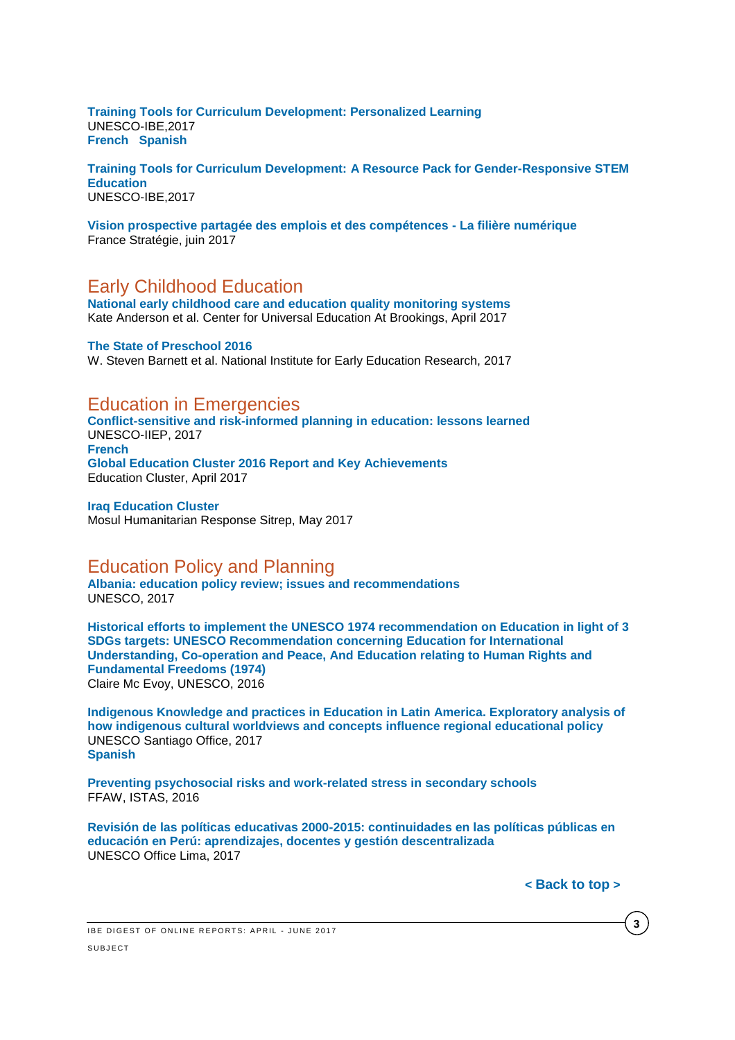**Training Tools for Curriculum Development: Personalized Learning**
UNESCO-IBE,2017
**French Spanish**

**Training Tools for Curriculum Development: A Resource Pack for Gender-Responsive STEM Education**
UNESCO-IBE,2017

**Vision prospective partagée des emplois et des compétences - La filière numérique**
France Stratégie, juin 2017

## Early Childhood Education

**National early childhood care and education quality monitoring systems**
Kate Anderson et al. Center for Universal Education At Brookings, April 2017

**The State of Preschool 2016**
W. Steven Barnett et al. National Institute for Early Education Research, 2017

## Education in Emergencies

**Conflict-sensitive and risk-informed planning in education: lessons learned**
UNESCO-IIEP, 2017
**French**
**Global Education Cluster 2016 Report and Key Achievements**
Education Cluster, April 2017

**Iraq Education Cluster**
Mosul Humanitarian Response Sitrep, May 2017

## Education Policy and Planning

**Albania: education policy review; issues and recommendations**
UNESCO, 2017

**Historical efforts to implement the UNESCO 1974 recommendation on Education in light of 3 SDGs targets: UNESCO Recommendation concerning Education for International Understanding, Co-operation and Peace, And Education relating to Human Rights and Fundamental Freedoms (1974)**
Claire Mc Evoy, UNESCO, 2016

**Indigenous Knowledge and practices in Education in Latin America. Exploratory analysis of how indigenous cultural worldviews and concepts influence regional educational policy**
UNESCO Santiago Office, 2017
**Spanish**

**Preventing psychosocial risks and work-related stress in secondary schools**
FFAW, ISTAS, 2016

**Revisión de las políticas educativas 2000-2015: continuidades en las políticas públicas en educación en Perú: aprendizajes, docentes y gestión descentralizada**
UNESCO Office Lima, 2017

**< Back to top >**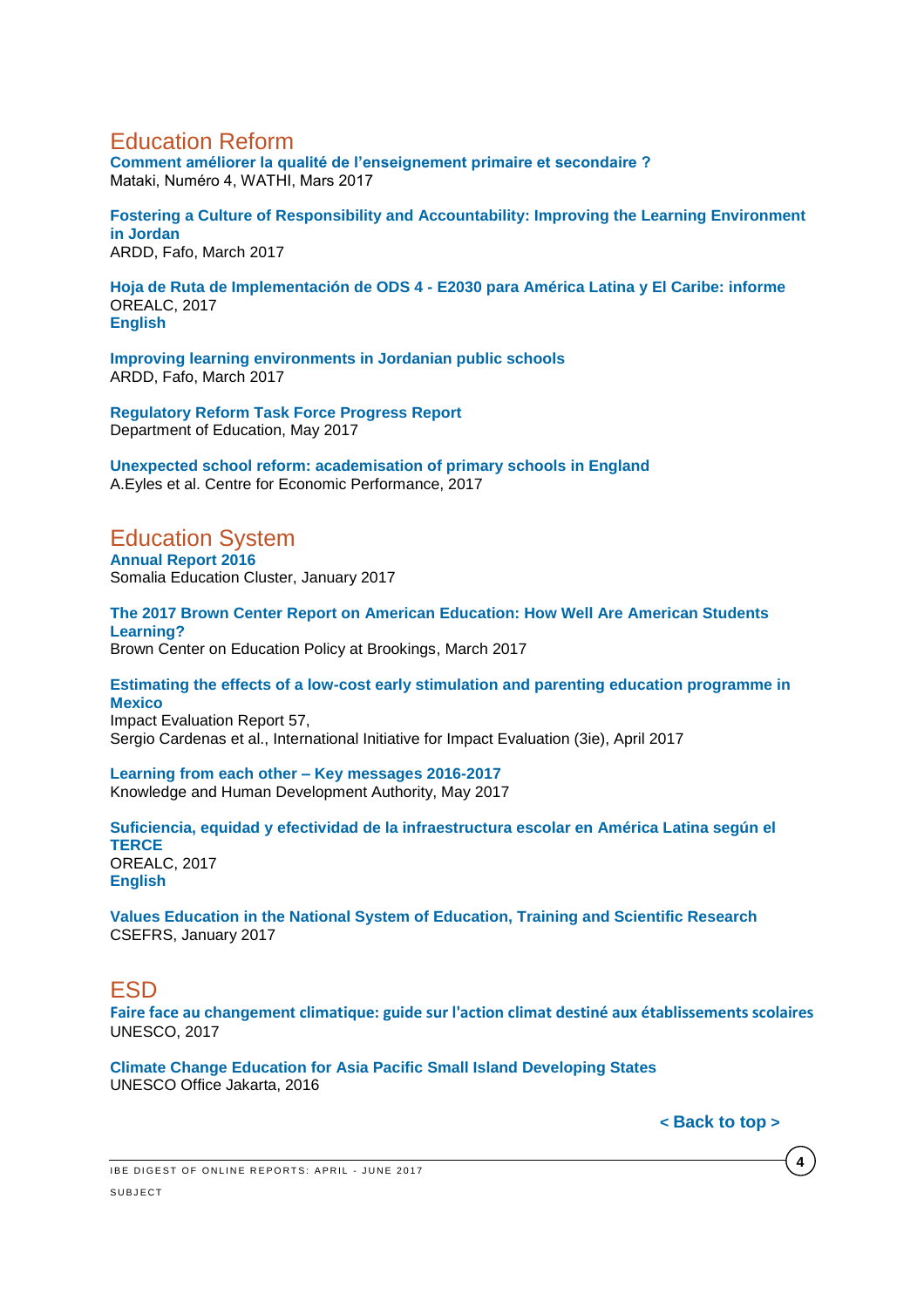## Education Reform

**Comment améliorer la qualité de l'enseignement primaire et secondaire ?**
Mataki, Numéro 4, WATHI, Mars 2017

**Fostering a Culture of Responsibility and Accountability: Improving the Learning Environment in Jordan**
ARDD, Fafo, March 2017

**Hoja de Ruta de Implementación de ODS 4 - E2030 para América Latina y El Caribe: informe**
OREALC, 2017
**English**

**Improving learning environments in Jordanian public schools**
ARDD, Fafo, March 2017

**Regulatory Reform Task Force Progress Report**
Department of Education, May 2017

**Unexpected school reform: academisation of primary schools in England**
A.Eyles et al. Centre for Economic Performance, 2017

## Education System

**Annual Report 2016**
Somalia Education Cluster, January 2017

**The 2017 Brown Center Report on American Education: How Well Are American Students Learning?**
Brown Center on Education Policy at Brookings, March 2017

**Estimating the effects of a low-cost early stimulation and parenting education programme in Mexico**
Impact Evaluation Report 57,
Sergio Cardenas et al., International Initiative for Impact Evaluation (3ie), April 2017

**Learning from each other – Key messages 2016-2017**
Knowledge and Human Development Authority, May 2017

**Suficiencia, equidad y efectividad de la infraestructura escolar en América Latina según el TERCE**
OREALC, 2017
**English**

**Values Education in the National System of Education, Training and Scientific Research**
CSEFRS, January 2017

## ESD

**Faire face au changement climatique: guide sur l'action climat destiné aux établissements scolaires**
UNESCO, 2017

**Climate Change Education for Asia Pacific Small Island Developing States**
UNESCO Office Jakarta, 2016

**< Back to top >**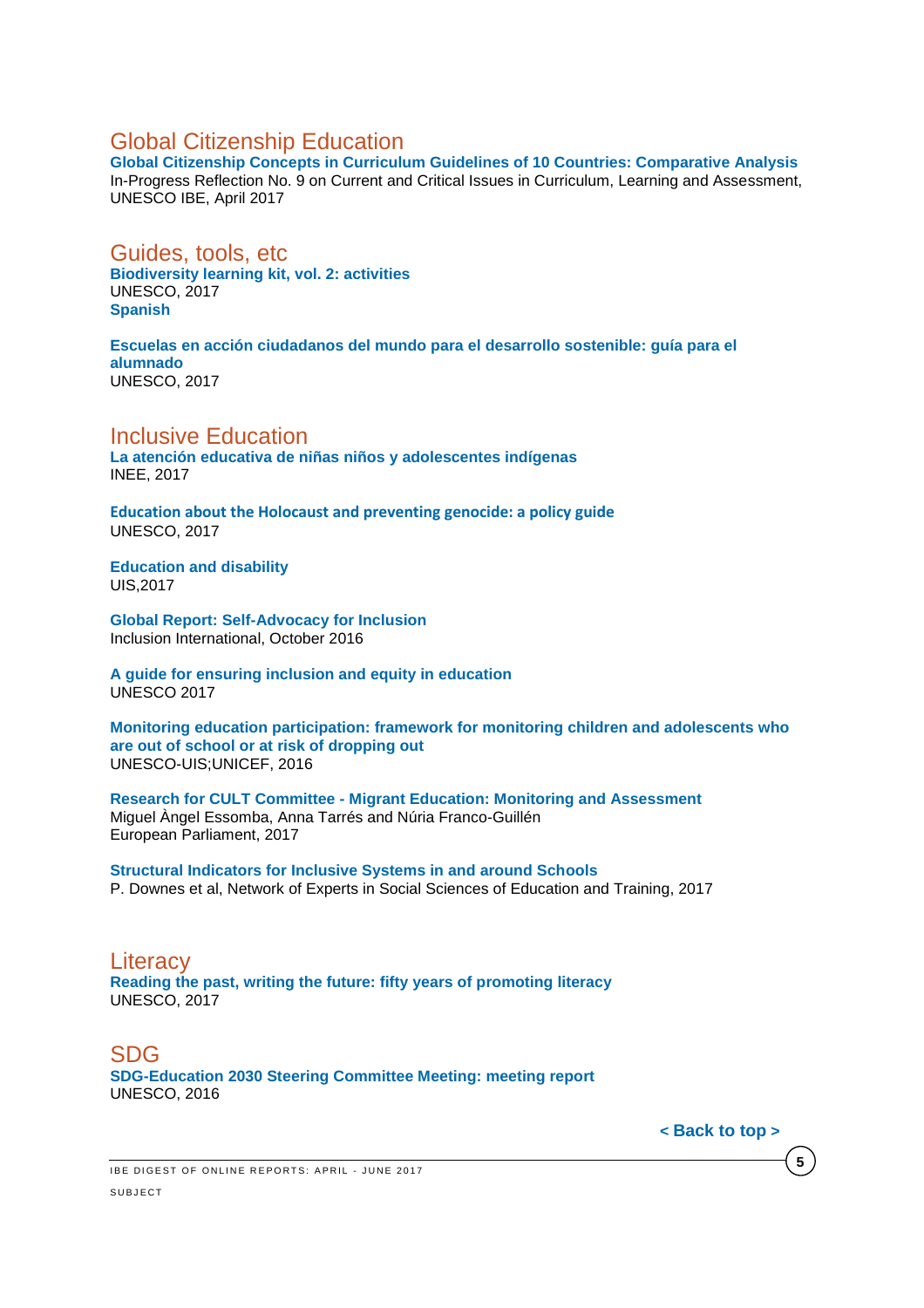## Global Citizenship Education

**Global Citizenship Concepts in Curriculum Guidelines of 10 Countries: Comparative Analysis**
In-Progress Reflection No. 9 on Current and Critical Issues in Curriculum, Learning and Assessment, UNESCO IBE, April 2017

## Guides, tools, etc

**Biodiversity learning kit, vol. 2: activities**
UNESCO, 2017
**Spanish**

**Escuelas en acción ciudadanos del mundo para el desarrollo sostenible: guía para el alumnado**
UNESCO, 2017

## Inclusive Education

**La atención educativa de niñas niños y adolescentes indígenas**
INEE, 2017

**Education about the Holocaust and preventing genocide: a policy guide**
UNESCO, 2017

**Education and disability**
UIS,2017

**Global Report: Self-Advocacy for Inclusion**
Inclusion International, October 2016

**A guide for ensuring inclusion and equity in education**
UNESCO 2017

**Monitoring education participation: framework for monitoring children and adolescents who are out of school or at risk of dropping out**
UNESCO-UIS;UNICEF, 2016

**Research for CULT Committee - Migrant Education: Monitoring and Assessment**
Miguel Àngel Essomba, Anna Tarrés and Núria Franco-Guillén
European Parliament, 2017

**Structural Indicators for Inclusive Systems in and around Schools**
P. Downes et al, Network of Experts in Social Sciences of Education and Training, 2017

## Literacy

**Reading the past, writing the future: fifty years of promoting literacy**
UNESCO, 2017

## SDG

**SDG-Education 2030 Steering Committee Meeting: meeting report**
UNESCO, 2016

**< Back to top >**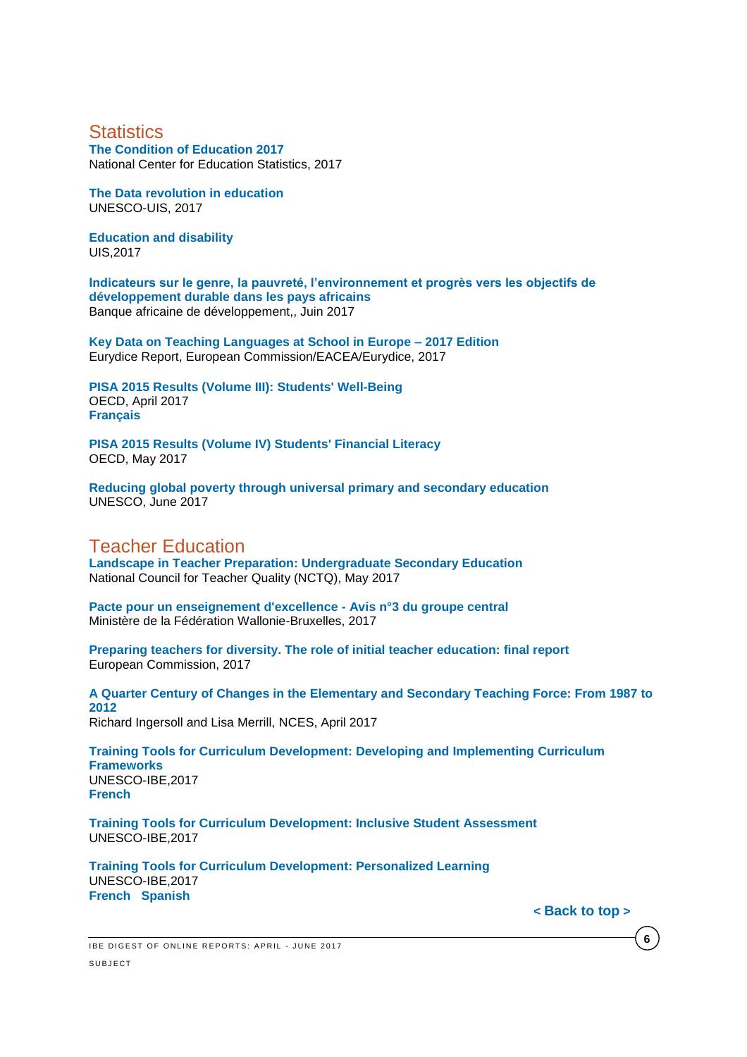## Statistics

**The Condition of Education 2017**
National Center for Education Statistics, 2017

**The Data revolution in education**
UNESCO-UIS, 2017

**Education and disability**
UIS,2017

**Indicateurs sur le genre, la pauvreté, l'environnement et progrès vers les objectifs de développement durable dans les pays africains**
Banque africaine de développement,, Juin 2017

**Key Data on Teaching Languages at School in Europe – 2017 Edition**
Eurydice Report, European Commission/EACEA/Eurydice, 2017

**PISA 2015 Results (Volume III): Students' Well-Being**
OECD, April 2017
**Français**

**PISA 2015 Results (Volume IV) Students' Financial Literacy**
OECD, May 2017

**Reducing global poverty through universal primary and secondary education**
UNESCO, June 2017

## Teacher Education

**Landscape in Teacher Preparation: Undergraduate Secondary Education**
National Council for Teacher Quality (NCTQ), May 2017

**Pacte pour un enseignement d'excellence - Avis n°3 du groupe central**
Ministère de la Fédération Wallonie-Bruxelles, 2017

**Preparing teachers for diversity. The role of initial teacher education: final report**
European Commission, 2017

**A Quarter Century of Changes in the Elementary and Secondary Teaching Force: From 1987 to 2012**
Richard Ingersoll and Lisa Merrill, NCES, April 2017

**Training Tools for Curriculum Development: Developing and Implementing Curriculum Frameworks**
UNESCO-IBE,2017
**French**

**Training Tools for Curriculum Development: Inclusive Student Assessment**
UNESCO-IBE,2017

**Training Tools for Curriculum Development: Personalized Learning**
UNESCO-IBE,2017
**French Spanish**

**< Back to top >**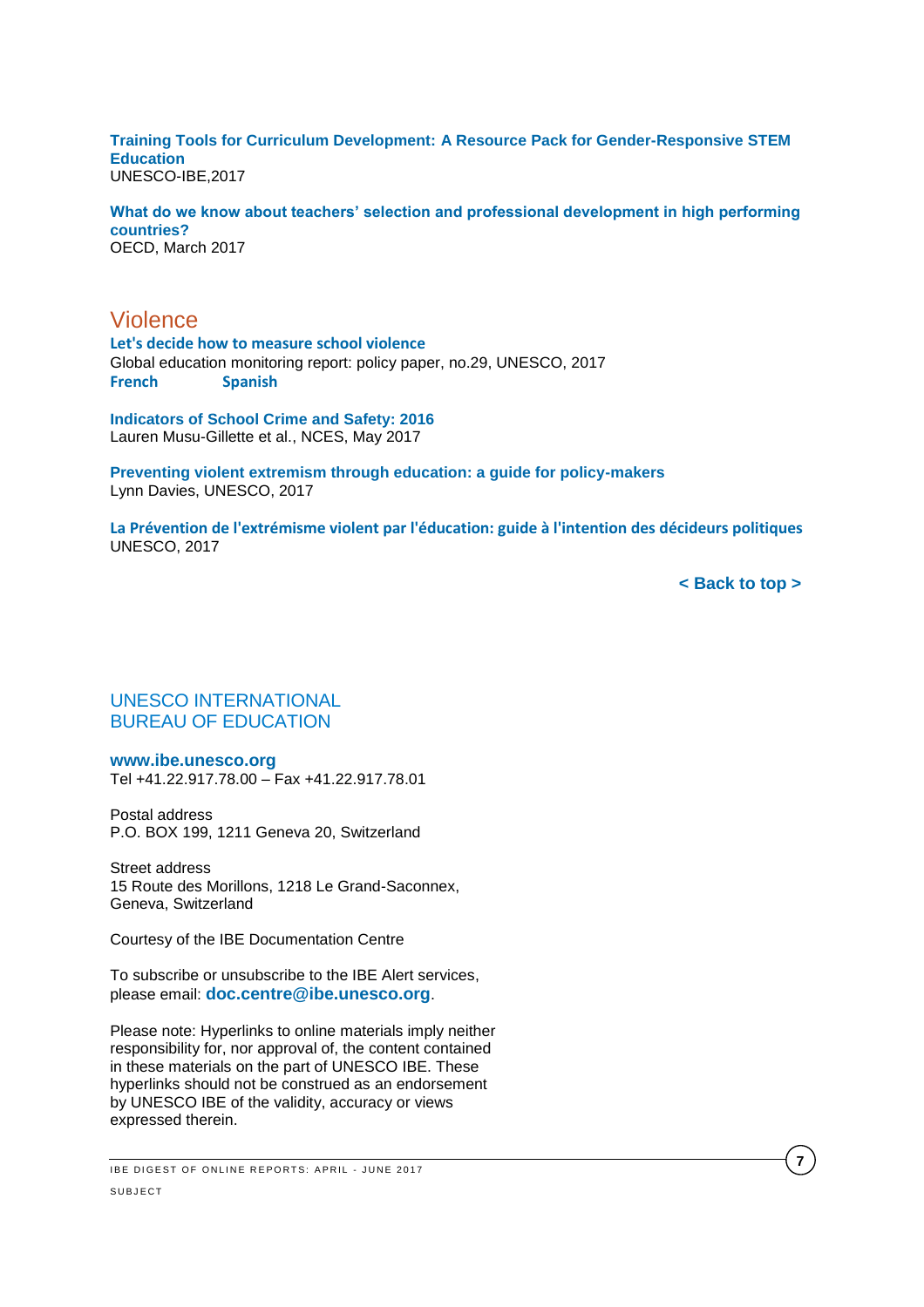**Training Tools for Curriculum Development: A Resource Pack for Gender-Responsive STEM Education**
UNESCO-IBE,2017

**What do we know about teachers' selection and professional development in high performing countries?**
OECD, March 2017

## Violence

**Let's decide how to measure school violence**
Global education monitoring report: policy paper, no.29, UNESCO, 2017
**French** **Spanish**

**Indicators of School Crime and Safety: 2016**
Lauren Musu-Gillette et al., NCES, May 2017

**Preventing violent extremism through education: a guide for policy-makers**
Lynn Davies, UNESCO, 2017

**La Prévention de l'extrémisme violent par l'éducation: guide à l'intention des décideurs politiques**
UNESCO, 2017

**< Back to top >**

UNESCO INTERNATIONAL
BUREAU OF EDUCATION

**www.ibe.unesco.org**
Tel +41.22.917.78.00 – Fax +41.22.917.78.01

Postal address
P.O. BOX 199, 1211 Geneva 20, Switzerland

Street address
15 Route des Morillons, 1218 Le Grand-Saconnex,
Geneva, Switzerland

Courtesy of the IBE Documentation Centre

To subscribe or unsubscribe to the IBE Alert services, please email: **doc.centre@ibe.unesco.org**.

Please note: Hyperlinks to online materials imply neither responsibility for, nor approval of, the content contained in these materials on the part of UNESCO IBE. These hyperlinks should not be construed as an endorsement by UNESCO IBE of the validity, accuracy or views expressed therein.